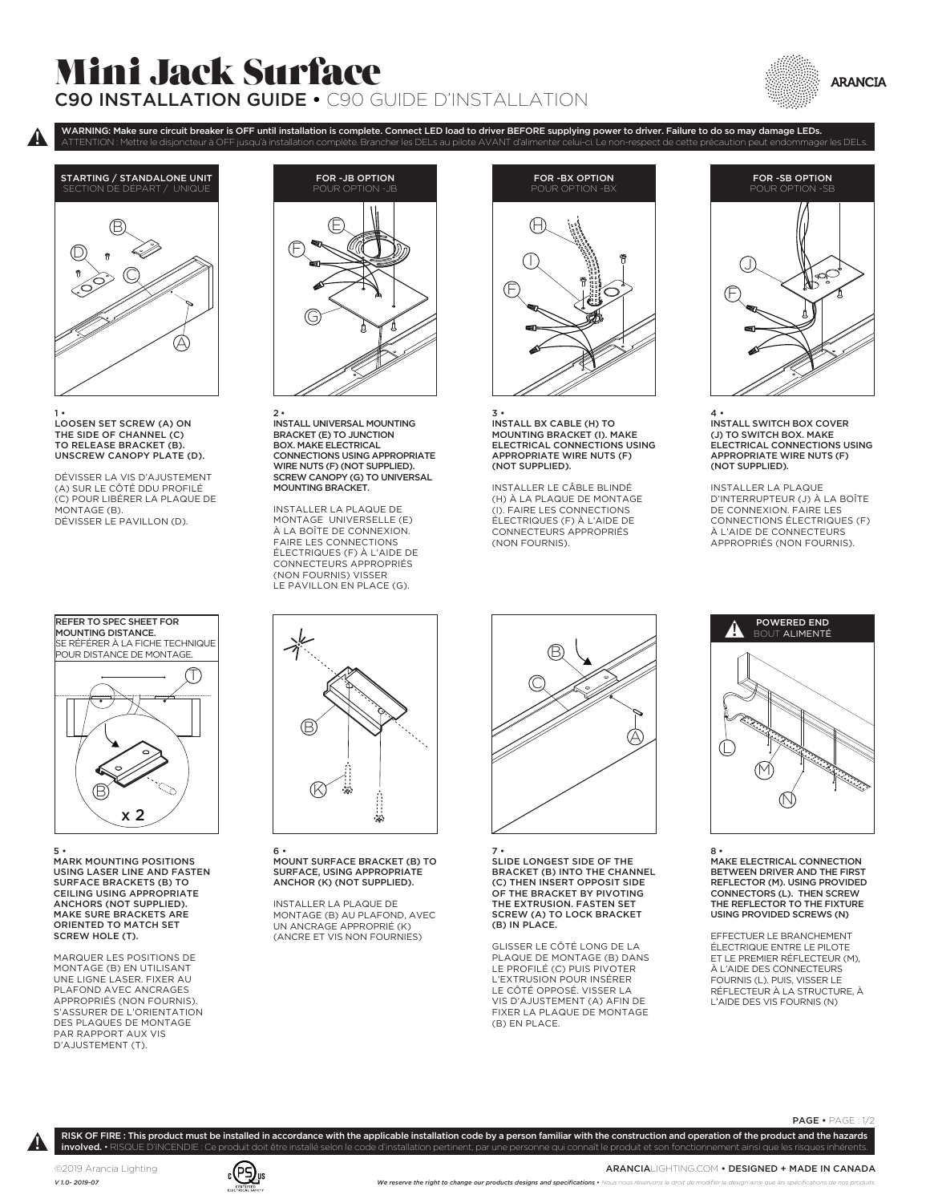# Mini Jack Surface

## C90 INSTALLATION GUIDE • C90 GUIDE D'INSTALLATION

ARANCIA

**WARNING: Make sure circuit breaker is OFF until installation is complete. Connect LED load to driver BEFORE supplying power to driver. Failure to do so may damage LEDs.**
ATTENTION : Mettre le disjoncteur à OFF jusqu'à installation complète. Brancher les DELs au pilote AVANT d'alimenter celui-ci. Le non-respect de cette précaution peut endommager les DELs.

### STARTING / STANDALONE UNIT
SECTION DE DÉPART / UNIQUE

1 •
**LOOSEN SET SCREW (A) ON THE SIDE OF CHANNEL (C) TO RELEASE BRACKET (B). UNSCREW CANOPY PLATE (D).**

DÉVISSER LA VIS D'AJUSTEMENT (A) SUR LE CÔTÉ DDU PROFILÉ (C) POUR LIBÉRER LA PLAQUE DE MONTAGE (B).
DÉVISSER LE PAVILLON (D).

### FOR -JB OPTION
POUR OPTION -JB

2 •
**INSTALL UNIVERSAL MOUNTING BRACKET (E) TO JUNCTION BOX. MAKE ELECTRICAL CONNECTIONS USING APPROPRIATE WIRE NUTS (F) (NOT SUPPLIED). SCREW CANOPY (G) TO UNIVERSAL MOUNTING BRACKET.**

INSTALLER LA PLAQUE DE MONTAGE UNIVERSELLE (E) À LA BOÎTE DE CONNEXION. FAIRE LES CONNECTIONS ÉLECTRIQUES (F) À L'AIDE DE CONNECTEURS APPROPRIÉS (NON FOURNIS) VISSER LE PAVILLON EN PLACE (G).

### FOR -BX OPTION
POUR OPTION -BX

3 •
**INSTALL BX CABLE (H) TO MOUNTING BRACKET (I). MAKE ELECTRICAL CONNECTIONS USING APPROPRIATE WIRE NUTS (F) (NOT SUPPLIED).**

INSTALLER LE CÂBLE BLINDÉ (H) À LA PLAQUE DE MONTAGE (I). FAIRE LES CONNECTIONS ÉLECTRIQUES (F) À L'AIDE DE CONNECTEURS APPROPRIÉS (NON FOURNIS).

### FOR -SB OPTION
POUR OPTION -SB

4 •
**INSTALL SWITCH BOX COVER (J) TO SWITCH BOX. MAKE ELECTRICAL CONNECTIONS USING APPROPRIATE WIRE NUTS (F) (NOT SUPPLIED).**

INSTALLER LA PLAQUE D'INTERRUPTEUR (J) À LA BOÎTE DE CONNEXION. FAIRE LES CONNECTIONS ÉLECTRIQUES (F) À L'AIDE DE CONNECTEURS APPROPRIÉS (NON FOURNIS).

**REFER TO SPEC SHEET FOR MOUNTING DISTANCE.**
SE RÉFÉRER À LA FICHE TECHNIQUE POUR DISTANCE DE MONTAGE.

5 •
**MARK MOUNTING POSITIONS USING LASER LINE AND FASTEN SURFACE BRACKETS (B) TO CEILING USING APPROPRIATE ANCHORS (NOT SUPPLIED). MAKE SURE BRACKETS ARE ORIENTED TO MATCH SET SCREW HOLE (T).**

MARQUER LES POSITIONS DE MONTAGE (B) EN UTILISANT UNE LIGNE LASER. FIXER AU PLAFOND AVEC ANCRAGES APPROPRIÉS (NON FOURNIS). S'ASSURER DE L'ORIENTATION DES PLAQUES DE MONTAGE PAR RAPPORT AUX VIS D'AJUSTEMENT (T).

6 •
**MOUNT SURFACE BRACKET (B) TO SURFACE, USING APPROPRIATE ANCHOR (K) (NOT SUPPLIED).**

INSTALLER LA PLAQUE DE MONTAGE (B) AU PLAFOND, AVEC UN ANCRAGE APPROPRIÉ (K) (ANCRE ET VIS NON FOURNIES)

7 •
**SLIDE LONGEST SIDE OF THE BRACKET (B) INTO THE CHANNEL (C) THEN INSERT OPPOSIT SIDE OF THE BRACKET BY PIVOTING THE EXTRUSION. FASTEN SET SCREW (A) TO LOCK BRACKET (B) IN PLACE.**

GLISSER LE CÔTÉ LONG DE LA PLAQUE DE MONTAGE (B) DANS LE PROFILÉ (C) PUIS PIVOTER L'EXTRUSION POUR INSÉRER LE CÔTÉ OPPOSÉ. VISSER LA VIS D'AJUSTEMENT (A) AFIN DE FIXER LA PLAQUE DE MONTAGE (B) EN PLACE.

### POWERED END
BOUT ALIMENTÉ

8 •
**MAKE ELECTRICAL CONNECTION BETWEEN DRIVER AND THE FIRST REFLECTOR (M). USING PROVIDED CONNECTORS (L). THEN SCREW THE REFLECTOR TO THE FIXTURE USING PROVIDED SCREWS (N)**

EFFECTUER LE BRANCHEMENT ÉLECTRIQUE ENTRE LE PILOTE ET LE PREMIER RÉFLECTEUR (M), À L'AIDE DES CONNECTEURS FOURNIS (L). PUIS, VISSER LE RÉFLECTEUR À LA STRUCTURE, À L'AIDE DES VIS FOURNIS (N)

**RISK OF FIRE : This product must be installed in accordance with the applicable installation code by a person familiar with the construction and operation of the product and the hazards involved.** • RISQUE D'INCENDIE : Ce produit doit être installé selon le code d'installation pertinent, par une personne qui connaît le produit et son fonctionnement ainsi que les risques inhérents.

©2019 Arancia Lighting
*V 1.0- 2019-07*

ARANCIALIGHTING.COM • DESIGNED + MADE IN CANADA

*We reserve the right to change our products designs and specifications • Nous nous réservons le droit de modifier le design ainsi que les spécifications de nos produits.*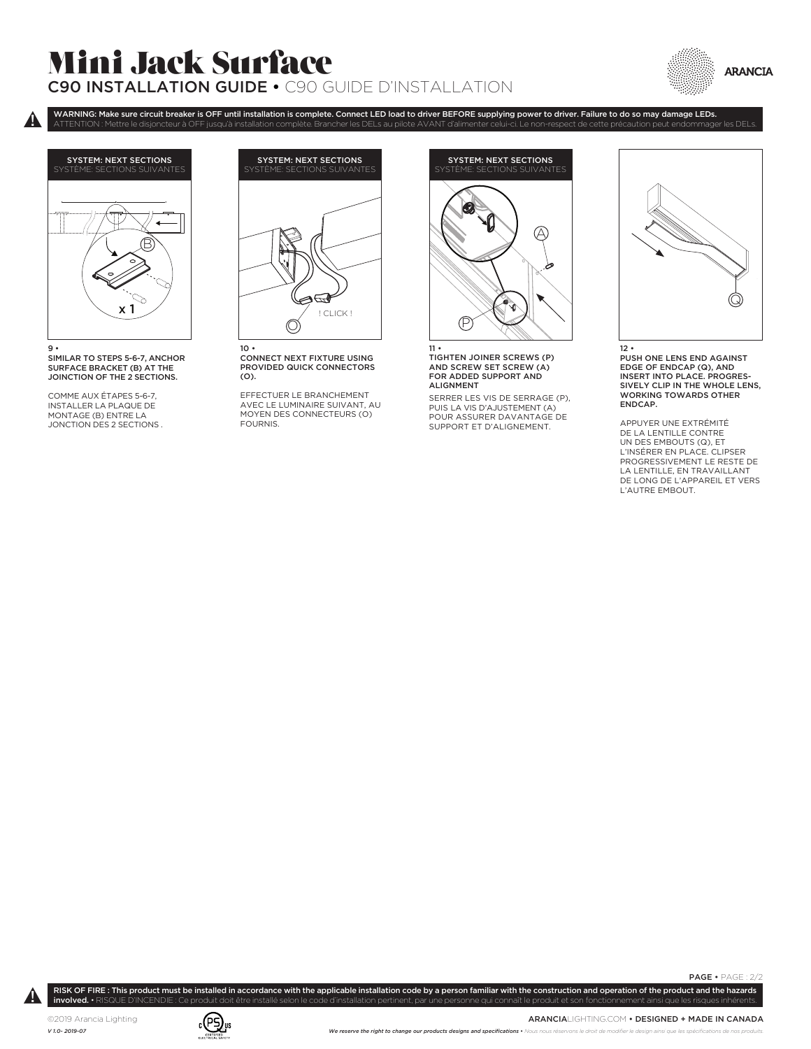# Mini Jack Surface

## C90 INSTALLATION GUIDE • C90 GUIDE D'INSTALLATION

ARANCIA

**WARNING: Make sure circuit breaker is OFF until installation is complete. Connect LED load to driver BEFORE supplying power to driver. Failure to do so may damage LEDs.**
ATTENTION : Mettre le disjoncteur à OFF jusqu'à installation complète. Brancher les DELs au pilote AVANT d'alimenter celui-ci. Le non-respect de cette précaution peut endommager les DELs.

**SYSTEM: NEXT SECTIONS**
SYSTÈME: SECTIONS SUIVANTES

B

x 1

**9 •**
**SIMILAR TO STEPS 5-6-7, ANCHOR SURFACE BRACKET (B) AT THE JOINCTION OF THE 2 SECTIONS.**

COMME AUX ÉTAPES 5-6-7, INSTALLER LA PLAQUE DE MONTAGE (B) ENTRE LA JONCTION DES 2 SECTIONS .

**SYSTEM: NEXT SECTIONS**
SYSTÈME: SECTIONS SUIVANTES

! CLICK !

O

**10 •**
**CONNECT NEXT FIXTURE USING PROVIDED QUICK CONNECTORS (O).**

EFFECTUER LE BRANCHEMENT AVEC LE LUMINAIRE SUIVANT, AU MOYEN DES CONNECTEURS (O) FOURNIS.

**SYSTEM: NEXT SECTIONS**
SYSTÈME: SECTIONS SUIVANTES

A

P

**11 •**
**TIGHTEN JOINER SCREWS (P) AND SCREW SET SCREW (A) FOR ADDED SUPPORT AND ALIGNMENT**

SERRER LES VIS DE SERRAGE (P), PUIS LA VIS D'AJUSTEMENT (A) POUR ASSURER DAVANTAGE DE SUPPORT ET D'ALIGNEMENT.

Q

**12 •**
**PUSH ONE LENS END AGAINST EDGE OF ENDCAP (Q), AND INSERT INTO PLACE. PROGRESSIVELY CLIP IN THE WHOLE LENS, WORKING TOWARDS OTHER ENDCAP.**

APPUYER UNE EXTRÉMITÉ DE LA LENTILLE CONTRE UN DES EMBOUTS (Q), ET L'INSÉRER EN PLACE. CLIPSER PROGRESSIVEMENT LE RESTE DE LA LENTILLE, EN TRAVAILLANT DE LONG DE L'APPAREIL ET VERS L'AUTRE EMBOUT.

**RISK OF FIRE : This product must be installed in accordance with the applicable installation code by a person familiar with the construction and operation of the product and the hazards involved.** • RISQUE D'INCENDIE : Ce produit doit être installé selon le code d'installation pertinent, par une personne qui connaît le produit et son fonctionnement ainsi que les risques inhérents.

©2019 Arancia Lighting
*V 1.0- 2019-07*

ARANCIALIGHTING.COM • DESIGNED + MADE IN CANADA

***We reserve the right to change our products designs and specifications*** • *Nous nous réservons le droit de modifier le design ainsi que les spécifications de nos produits.*